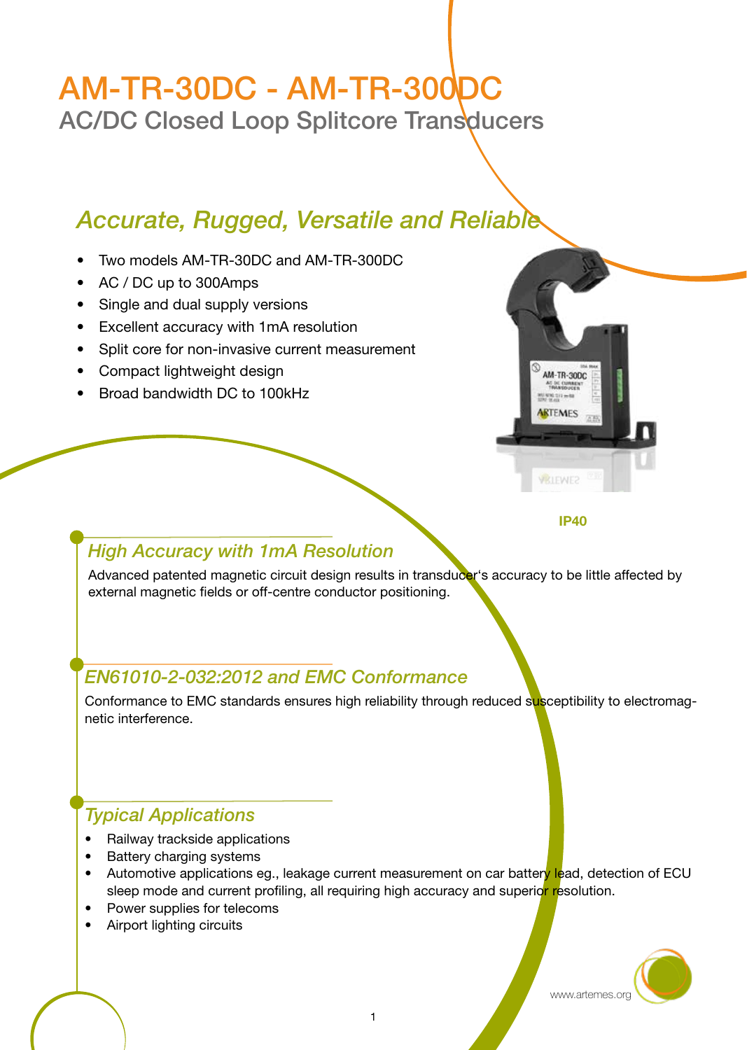# AM-TR-30DC - AM-TR-300DC

## AC/DC Closed Loop Splitcore Transducers

### *Accurate, Rugged, Versatile and Reliable*

- Two models AM-TR-30DC and AM-TR-300DC
- AC / DC up to 300Amps
- Single and dual supply versions
- Excellent accuracy with 1mA resolution
- Split core for non-invasive current measurement
- Compact lightweight design
- Broad bandwidth DC to 100kHz

**IP40**

### *High Accuracy with 1mA Resolution*

Advanced patented magnetic circuit design results in transducer's accuracy to be little affected by external magnetic fields or off-centre conductor positioning.

### *EN61010-2-032:2012 and EMC Conformance*

Conformance to EMC standards ensures high reliability through reduced susceptibility to electromagnetic interference.

### *Typical Applications*

- Railway trackside applications
- Battery charging systems
- Automotive applications eg., leakage current measurement on car battery lead, detection of ECU sleep mode and current profiling, all requiring high accuracy and superior resolution.
- Power supplies for telecoms
- Airport lighting circuits

www.artemes.org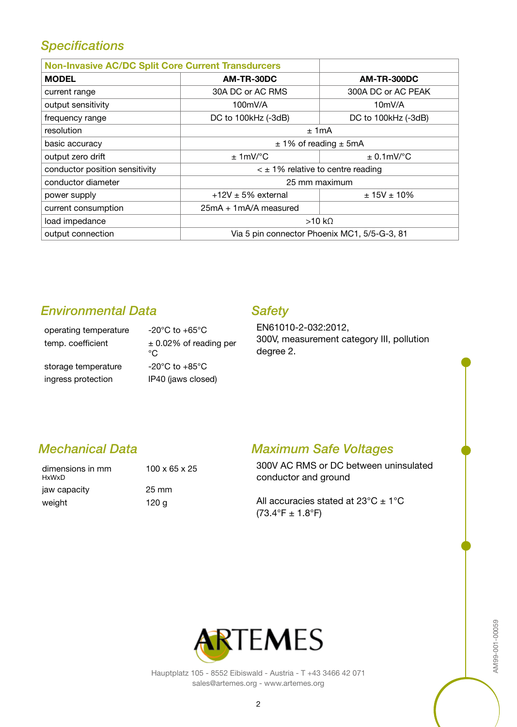## Specifications

| Non-Invasive AC/DC Split Core Current Transducers | | |
|---|---|---|
| **MODEL** | **AM-TR-30DC** | **AM-TR-300DC** |
| current range | 30A DC or AC RMS | 300A DC or AC PEAK |
| output sensitivity | 100mV/A | 10mV/A |
| frequency range | DC to 100kHz (-3dB) | DC to 100kHz (-3dB) |
| resolution | ± 1mA | |
| basic accuracy | ± 1% of reading ± 5mA | |
| output zero drift | ± 1mV/°C | ± 0.1mV/°C |
| conductor position sensitivity | < ± 1% relative to centre reading | |
| conductor diameter | 25 mm maximum | |
| power supply | +12V ± 5% external | ± 15V ± 10% |
| current consumption | 25mA + 1mA/A measured | |
| load impedance | >10 kΩ | |
| output connection | Via 5 pin connector Phoenix MC1, 5/5-G-3, 81 | |

## Environmental Data

| | |
|---|---|
| operating temperature | -20°C to +65°C |
| temp. coefficient | ± 0.02% of reading per °C |
| storage temperature | -20°C to +85°C |
| ingress protection | IP40 (jaws closed) |

## Safety

EN61010-2-032:2012,
300V, measurement category III, pollution degree 2.

## Mechanical Data

| | |
|---|---|
| dimensions in mm HxWxD | 100 x 65 x 25 |
| jaw capacity | 25 mm |
| weight | 120 g |

## Maximum Safe Voltages

300V AC RMS or DC between uninsulated conductor and ground

All accuracies stated at 23°C ± 1°C (73.4°F ± 1.8°F)

ARTEMES

Hauptplatz 105 - 8552 Eibiswald - Austria - T +43 3466 42 071
sales@artemes.org - www.artemes.org

AM99-001-00059